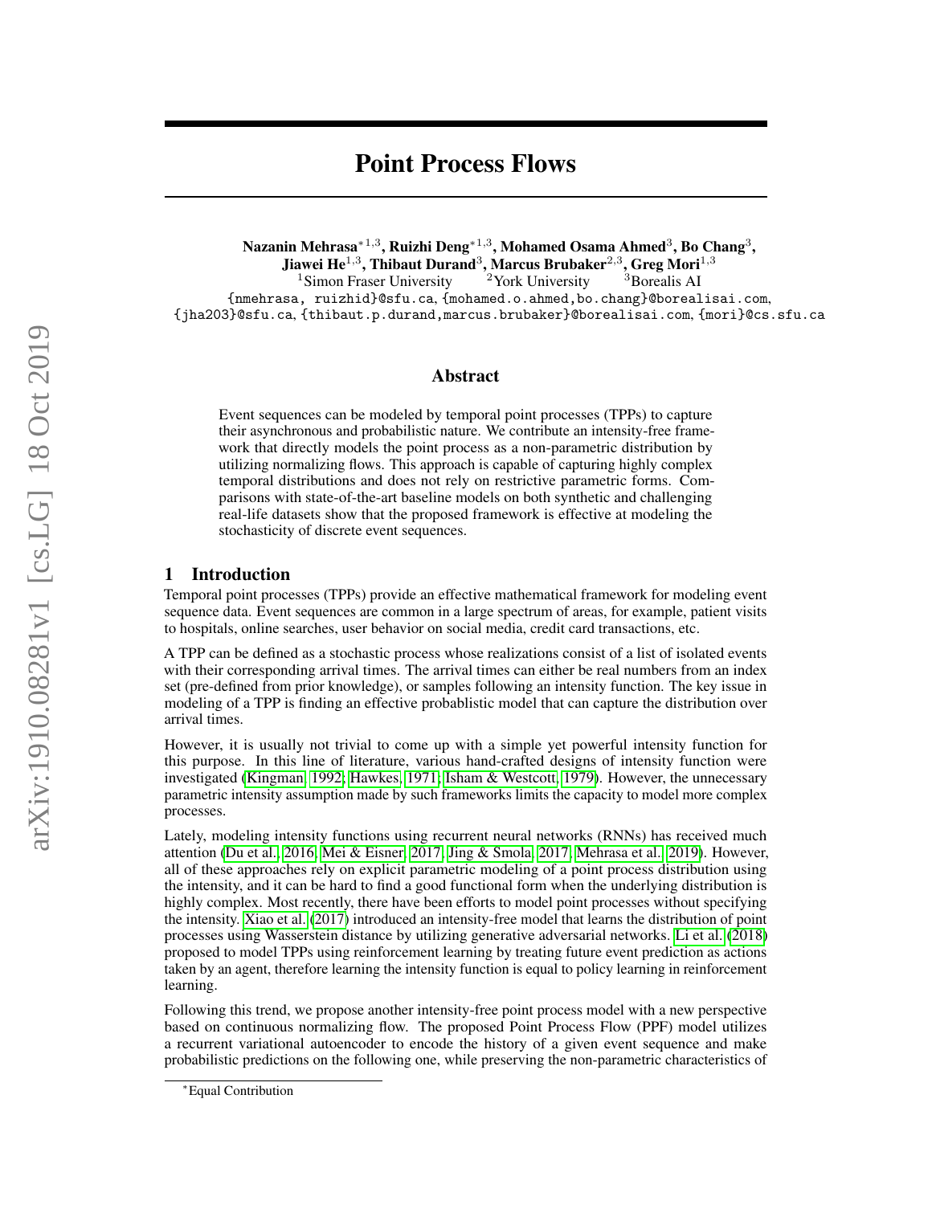# Point Process Flows

**Nazanin Mehrasa**[*1,3], **Ruizhi Deng**[*1,3], **Mohamed Osama Ahmed**[3], **Bo Chang**[3], **Jiawei He**[1,3], **Thibaut Durand**[3], **Marcus Brubaker**[2,3], **Greg Mori**[1,3]

[1]Simon Fraser University [2]York University [3]Borealis AI

{nmehrasa, ruizhid}@sfu.ca, {mohamed.o.ahmed,bo.chang}@borealisai.com, {jha203}@sfu.ca, {thibaut.p.durand,marcus.brubaker}@borealisai.com, {mori}@cs.sfu.ca

## Abstract

Event sequences can be modeled by temporal point processes (TPPs) to capture their asynchronous and probabilistic nature. We contribute an intensity-free framework that directly models the point process as a non-parametric distribution by utilizing normalizing flows. This approach is capable of capturing highly complex temporal distributions and does not rely on restrictive parametric forms. Comparisons with state-of-the-art baseline models on both synthetic and challenging real-life datasets show that the proposed framework is effective at modeling the stochasticity of discrete event sequences.

## 1 Introduction

Temporal point processes (TPPs) provide an effective mathematical framework for modeling event sequence data. Event sequences are common in a large spectrum of areas, for example, patient visits to hospitals, online searches, user behavior on social media, credit card transactions, etc.

A TPP can be defined as a stochastic process whose realizations consist of a list of isolated events with their corresponding arrival times. The arrival times can either be real numbers from an index set (pre-defined from prior knowledge), or samples following an intensity function. The key issue in modeling of a TPP is finding an effective probablistic model that can capture the distribution over arrival times.

However, it is usually not trivial to come up with a simple yet powerful intensity function for this purpose. In this line of literature, various hand-crafted designs of intensity function were investigated (Kingman, 1992; Hawkes, 1971; Isham & Westcott, 1979). However, the unnecessary parametric intensity assumption made by such frameworks limits the capacity to model more complex processes.

Lately, modeling intensity functions using recurrent neural networks (RNNs) has received much attention (Du et al., 2016; Mei & Eisner, 2017; Jing & Smola, 2017; Mehrasa et al., 2019). However, all of these approaches rely on explicit parametric modeling of a point process distribution using the intensity, and it can be hard to find a good functional form when the underlying distribution is highly complex. Most recently, there have been efforts to model point processes without specifying the intensity. Xiao et al. (2017) introduced an intensity-free model that learns the distribution of point processes using Wasserstein distance by utilizing generative adversarial networks. Li et al. (2018) proposed to model TPPs using reinforcement learning by treating future event prediction as actions taken by an agent, therefore learning the intensity function is equal to policy learning in reinforcement learning.

Following this trend, we propose another intensity-free point process model with a new perspective based on continuous normalizing flow. The proposed Point Process Flow (PPF) model utilizes a recurrent variational autoencoder to encode the history of a given event sequence and make probabilistic predictions on the following one, while preserving the non-parametric characteristics of

[*]Equal Contribution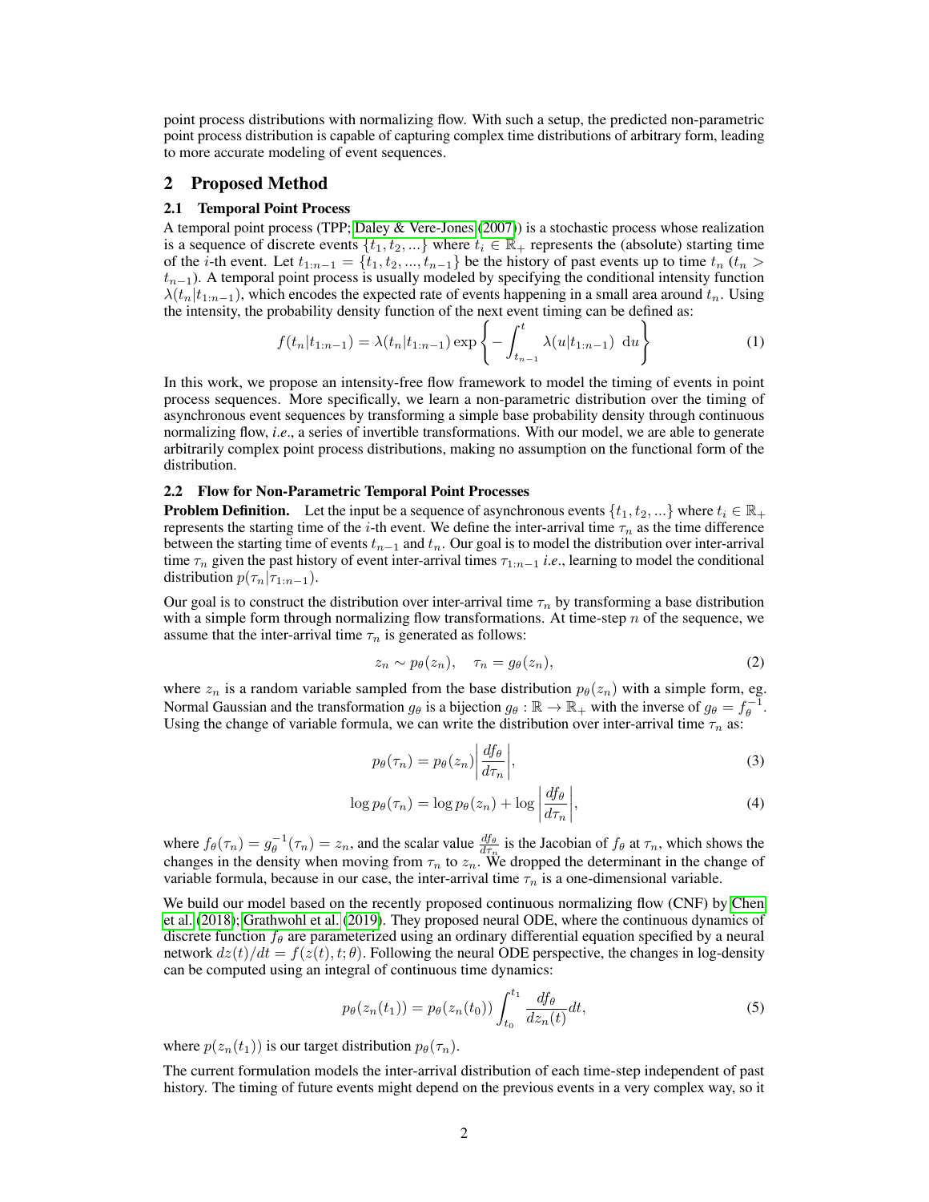point process distributions with normalizing flow. With such a setup, the predicted non-parametric point process distribution is capable of capturing complex time distributions of arbitrary form, leading to more accurate modeling of event sequences.

## 2 Proposed Method

### 2.1 Temporal Point Process

A temporal point process (TPP; Daley & Vere-Jones (2007)) is a stochastic process whose realization is a sequence of discrete events $\{t_1, t_2, ...\}$ where $t_i \in \mathbb{R}_+$ represents the (absolute) starting time of the $i$-th event. Let $t_{1:n-1} = \{t_1, t_2, ..., t_{n-1}\}$ be the history of past events up to time $t_n$ ($t_n > t_{n-1}$). A temporal point process is usually modeled by specifying the conditional intensity function $\lambda(t_n|t_{1:n-1})$, which encodes the expected rate of events happening in a small area around $t_n$. Using the intensity, the probability density function of the next event timing can be defined as:

$$f(t_n|t_{1:n-1}) = \lambda(t_n|t_{1:n-1}) \exp\left\{ -\int_{t_{n-1}}^{t} \lambda(u|t_{1:n-1})\ \mathrm{d}u \right\} \tag{1}$$

In this work, we propose an intensity-free flow framework to model the timing of events in point process sequences. More specifically, we learn a non-parametric distribution over the timing of asynchronous event sequences by transforming a simple base probability density through continuous normalizing flow, *i.e*., a series of invertible transformations. With our model, we are able to generate arbitrarily complex point process distributions, making no assumption on the functional form of the distribution.

### 2.2 Flow for Non-Parametric Temporal Point Processes

**Problem Definition.** Let the input be a sequence of asynchronous events $\{t_1, t_2, ...\}$ where $t_i \in \mathbb{R}_+$ represents the starting time of the $i$-th event. We define the inter-arrival time $\tau_n$ as the time difference between the starting time of events $t_{n-1}$ and $t_n$. Our goal is to model the distribution over inter-arrival time $\tau_n$ given the past history of event inter-arrival times $\tau_{1:n-1}$ *i.e*., learning to model the conditional distribution $p(\tau_n|\tau_{1:n-1})$.

Our goal is to construct the distribution over inter-arrival time $\tau_n$ by transforming a base distribution with a simple form through normalizing flow transformations. At time-step $n$ of the sequence, we assume that the inter-arrival time $\tau_n$ is generated as follows:

$$z_n \sim p_\theta(z_n), \quad \tau_n = g_\theta(z_n), \tag{2}$$

where $z_n$ is a random variable sampled from the base distribution $p_\theta(z_n)$ with a simple form, eg. Normal Gaussian and the transformation $g_\theta$ is a bijection $g_\theta : \mathbb{R} \to \mathbb{R}_+$ with the inverse of $g_\theta = f_\theta^{-1}$. Using the change of variable formula, we can write the distribution over inter-arrival time $\tau_n$ as:

$$p_\theta(\tau_n) = p_\theta(z_n)\left|\frac{df_\theta}{d\tau_n}\right|, \tag{3}$$

$$\log p_\theta(\tau_n) = \log p_\theta(z_n) + \log\left|\frac{df_\theta}{d\tau_n}\right|, \tag{4}$$

where $f_\theta(\tau_n) = g_\theta^{-1}(\tau_n) = z_n$, and the scalar value $\frac{df_\theta}{d\tau_n}$ is the Jacobian of $f_\theta$ at $\tau_n$, which shows the changes in the density when moving from $\tau_n$ to $z_n$. We dropped the determinant in the change of variable formula, because in our case, the inter-arrival time $\tau_n$ is a one-dimensional variable.

We build our model based on the recently proposed continuous normalizing flow (CNF) by Chen et al. (2018); Grathwohl et al. (2019). They proposed neural ODE, where the continuous dynamics of discrete function $f_\theta$ are parameterized using an ordinary differential equation specified by a neural network $dz(t)/dt = f(z(t), t; \theta)$. Following the neural ODE perspective, the changes in log-density can be computed using an integral of continuous time dynamics:

$$p_\theta(z_n(t_1)) = p_\theta(z_n(t_0)) \int_{t_0}^{t_1} \frac{df_\theta}{dz_n(t)} dt, \tag{5}$$

where $p(z_n(t_1))$ is our target distribution $p_\theta(\tau_n)$.

The current formulation models the inter-arrival distribution of each time-step independent of past history. The timing of future events might depend on the previous events in a very complex way, so it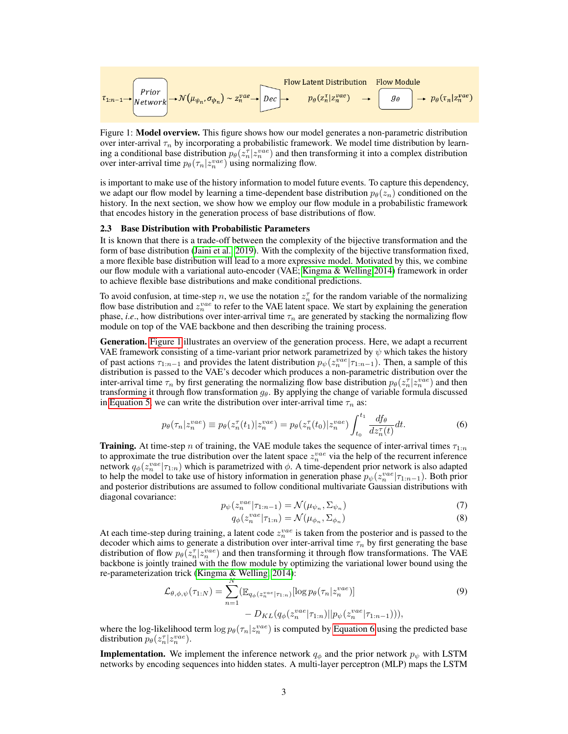$\tau_{1:n-1} \rightarrow$ Prior Network $\rightarrow \mathcal{N}(\mu_{\psi_n}, \sigma_{\psi_n}) \sim z_n^{vae} \rightarrow$ Dec $\rightarrow$ Flow Latent Distribution $p_\theta(z_n^\tau | z_n^{vae}) \rightarrow$ Flow Module $g_\theta \rightarrow p_\theta(\tau_n | z_n^{vae})$

Figure 1: **Model overview.** This figure shows how our model generates a non-parametric distribution over inter-arrival $\tau_n$ by incorporating a probabilistic framework. We model time distribution by learning a conditional base distribution $p_\theta(z_n^\tau | z_n^{vae})$ and then transforming it into a complex distribution over inter-arrival time $p_\theta(\tau_n | z_n^{vae})$ using normalizing flow.

is important to make use of the history information to model future events. To capture this dependency, we adapt our flow model by learning a time-dependent base distribution $p_\theta(z_n)$ conditioned on the history. In the next section, we show how we employ our flow module in a probabilistic framework that encodes history in the generation process of base distributions of flow.

### 2.3 Base Distribution with Probabilistic Parameters

It is known that there is a trade-off between the complexity of the bijective transformation and the form of base distribution (Jaini et al., 2019). With the complexity of the bijective transformation fixed, a more flexible base distribution will lead to a more expressive model. Motivated by this, we combine our flow module with a variational auto-encoder (VAE; Kingma & Welling 2014) framework in order to achieve flexible base distributions and make conditional predictions.

To avoid confusion, at time-step $n$, we use the notation $z_n^\tau$ for the random variable of the normalizing flow base distribution and $z_n^{vae}$ to refer to the VAE latent space. We start by explaining the generation phase, *i.e.*, how distributions over inter-arrival time $\tau_n$ are generated by stacking the normalizing flow module on top of the VAE backbone and then describing the training process.

**Generation.** Figure 1 illustrates an overview of the generation process. Here, we adapt a recurrent VAE framework consisting of a time-variant prior network parametrized by $\psi$ which takes the history of past actions $\tau_{1:n-1}$ and provides the latent distribution $p_\psi(z_n^{vae} | \tau_{1:n-1})$. Then, a sample of this distribution is passed to the VAE's decoder which produces a non-parametric distribution over the inter-arrival time $\tau_n$ by first generating the normalizing flow base distribution $p_\theta(z_n^\tau | z_n^{vae})$ and then transforming it through flow transformation $g_\theta$. By applying the change of variable formula discussed in Equation 5, we can write the distribution over inter-arrival time $\tau_n$ as:

$$p_\theta(\tau_n | z_n^{vae}) \equiv p_\theta(z_n^\tau(t_1) | z_n^{vae}) = p_\theta(z_n^\tau(t_0) | z_n^{vae}) \int_{t_0}^{t_1} \frac{df_\theta}{dz_n^\tau(t)} dt. \tag{6}$$

**Training.** At time-step $n$ of training, the VAE module takes the sequence of inter-arrival times $\tau_{1:n}$ to approximate the true distribution over the latent space $z_n^{vae}$ via the help of the recurrent inference network $q_\phi(z_n^{vae} | \tau_{1:n})$ which is parametrized with $\phi$. A time-dependent prior network is also adapted to help the model to take use of history information in generation phase $p_\psi(z_n^{vae} | \tau_{1:n-1})$. Both prior and posterior distributions are assumed to follow conditional multivariate Gaussian distributions with diagonal covariance:

$$p_\psi(z_n^{vae} | \tau_{1:n-1}) = \mathcal{N}(\mu_{\psi_n}, \Sigma_{\psi_n}) \tag{7}$$

$$q_\phi(z_n^{vae} | \tau_{1:n}) = \mathcal{N}(\mu_{\phi_n}, \Sigma_{\phi_n}) \tag{8}$$

At each time-step during training, a latent code $z_n^{vae}$ is taken from the posterior and is passed to the decoder which aims to generate a distribution over inter-arrival time $\tau_n$ by first generating the base distribution of flow $p_\theta(z_n^\tau | z_n^{vae})$ and then transforming it through flow transformations. The VAE backbone is jointly trained with the flow module by optimizing the variational lower bound using the re-parameterization trick (Kingma & Welling, 2014):

$$\mathcal{L}_{\theta,\phi,\psi}(\tau_{1:N}) = \sum_{n=1}^{N} (\mathbb{E}_{q_\phi(z_n^{vae} | \tau_{1:n})}[\log p_\theta(\tau_n | z_n^{vae})] - D_{KL}(q_\phi(z_n^{vae} | \tau_{1:n}) || p_\psi(z_n^{vae} | \tau_{1:n-1}))), \tag{9}$$

where the log-likelihood term $\log p_\theta(\tau_n | z_n^{vae})$ is computed by Equation 6 using the predicted base distribution $p_\theta(z_n^\tau | z_n^{vae})$.

**Implementation.** We implement the inference network $q_\phi$ and the prior network $p_\psi$ with LSTM networks by encoding sequences into hidden states. A multi-layer perceptron (MLP) maps the LSTM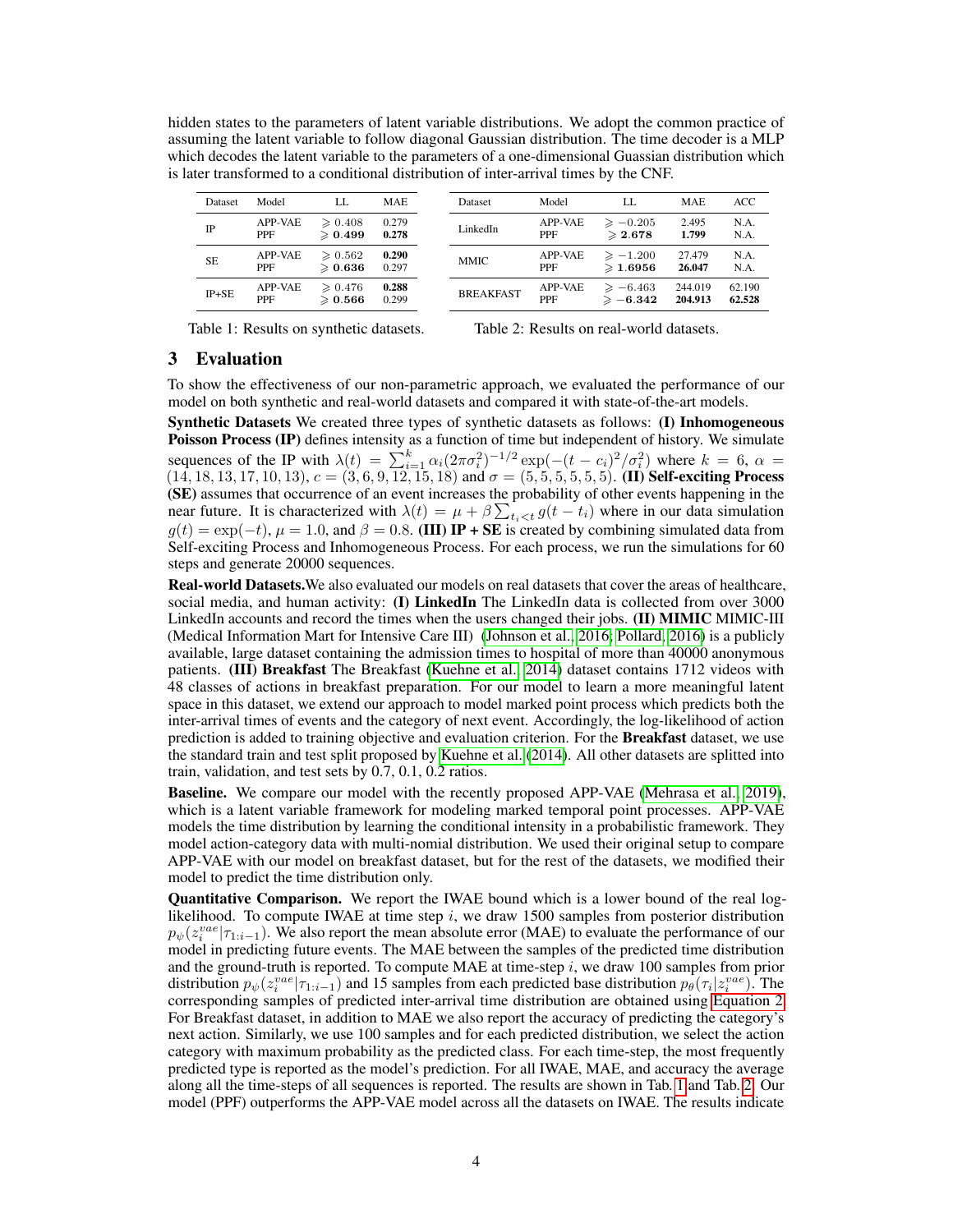hidden states to the parameters of latent variable distributions. We adopt the common practice of assuming the latent variable to follow diagonal Gaussian distribution. The time decoder is a MLP which decodes the latent variable to the parameters of a one-dimensional Guassian distribution which is later transformed to a conditional distribution of inter-arrival times by the CNF.

| Dataset | Model | LL | MAE |
|---|---|---|---|
| IP | APP-VAE | $\geqslant 0.408$ | 0.279 |
| | PPF | $\geqslant \mathbf{0.499}$ | **0.278** |
| SE | APP-VAE | $\geqslant 0.562$ | **0.290** |
| | PPF | $\geqslant \mathbf{0.636}$ | 0.297 |
| IP+SE | APP-VAE | $\geqslant 0.476$ | **0.288** |
| | PPF | $\geqslant \mathbf{0.566}$ | 0.299 |

Table 1: Results on synthetic datasets.

| Dataset | Model | LL | MAE | ACC |
|---|---|---|---|---|
| LinkedIn | APP-VAE | $\geqslant -0.205$ | 2.495 | N.A. |
| | PPF | $\geqslant \mathbf{2.678}$ | **1.799** | N.A. |
| MMIC | APP-VAE | $\geqslant -1.200$ | 27.479 | N.A. |
| | PPF | $\geqslant \mathbf{1.6956}$ | **26.047** | N.A. |
| BREAKFAST | APP-VAE | $\geqslant -6.463$ | 244.019 | 62.190 |
| | PPF | $\geqslant \mathbf{-6.342}$ | **204.913** | **62.528** |

Table 2: Results on real-world datasets.

## 3 Evaluation

To show the effectiveness of our non-parametric approach, we evaluated the performance of our model on both synthetic and real-world datasets and compared it with state-of-the-art models.

**Synthetic Datasets** We created three types of synthetic datasets as follows: **(I) Inhomogeneous Poisson Process (IP)** defines intensity as a function of time but independent of history. We simulate sequences of the IP with $\lambda(t) = \sum_{i=1}^{k} \alpha_i (2\pi\sigma_i^2)^{-1/2} \exp(-(t-c_i)^2/\sigma_i^2)$ where $k = 6$, $\alpha = (14, 18, 13, 17, 10, 13)$, $c = (3, 6, 9, 12, 15, 18)$ and $\sigma = (5, 5, 5, 5, 5, 5)$. **(II) Self-exciting Process (SE)** assumes that occurrence of an event increases the probability of other events happening in the near future. It is characterized with $\lambda(t) = \mu + \beta \sum_{t_i<t} g(t - t_i)$ where in our data simulation $g(t) = \exp(-t)$, $\mu = 1.0$, and $\beta = 0.8$. **(III) IP + SE** is created by combining simulated data from Self-exciting Process and Inhomogeneous Process. For each process, we run the simulations for 60 steps and generate 20000 sequences.

**Real-world Datasets.** We also evaluated our models on real datasets that cover the areas of healthcare, social media, and human activity: **(I) LinkedIn** The LinkedIn data is collected from over 3000 LinkedIn accounts and record the times when the users changed their jobs. **(II) MIMIC** MIMIC-III (Medical Information Mart for Intensive Care III) (Johnson et al., 2016; Pollard, 2016) is a publicly available, large dataset containing the admission times to hospital of more than 40000 anonymous patients. **(III) Breakfast** The Breakfast (Kuehne et al., 2014) dataset contains 1712 videos with 48 classes of actions in breakfast preparation. For our model to learn a more meaningful latent space in this dataset, we extend our approach to model marked point process which predicts both the inter-arrival times of events and the category of next event. Accordingly, the log-likelihood of action prediction is added to training objective and evaluation criterion. For the **Breakfast** dataset, we use the standard train and test split proposed by Kuehne et al. (2014). All other datasets are splitted into train, validation, and test sets by 0.7, 0.1, 0.2 ratios.

**Baseline.** We compare our model with the recently proposed APP-VAE (Mehrasa et al., 2019), which is a latent variable framework for modeling marked temporal point processes. APP-VAE models the time distribution by learning the conditional intensity in a probabilistic framework. They model action-category data with multi-nomial distribution. We used their original setup to compare APP-VAE with our model on breakfast dataset, but for the rest of the datasets, we modified their model to predict the time distribution only.

**Quantitative Comparison.** We report the IWAE bound which is a lower bound of the real log-likelihood. To compute IWAE at time step $i$, we draw 1500 samples from posterior distribution $p_\psi(z_i^{vae}|\tau_{1:i-1})$. We also report the mean absolute error (MAE) to evaluate the performance of our model in predicting future events. The MAE between the samples of the predicted time distribution and the ground-truth is reported. To compute MAE at time-step $i$, we draw 100 samples from prior distribution $p_\psi(z_i^{vae}|\tau_{1:i-1})$ and 15 samples from each predicted base distribution $p_\theta(\tau_i|z_i^{vae})$. The corresponding samples of predicted inter-arrival time distribution are obtained using Equation 2. For Breakfast dataset, in addition to MAE we also report the accuracy of predicting the category's next action. Similarly, we use 100 samples and for each predicted distribution, we select the action category with maximum probability as the predicted class. For each time-step, the most frequently predicted type is reported as the model's prediction. For all IWAE, MAE, and accuracy the average along all the time-steps of all sequences is reported. The results are shown in Tab. 1 and Tab. 2. Our model (PPF) outperforms the APP-VAE model across all the datasets on IWAE. The results indicate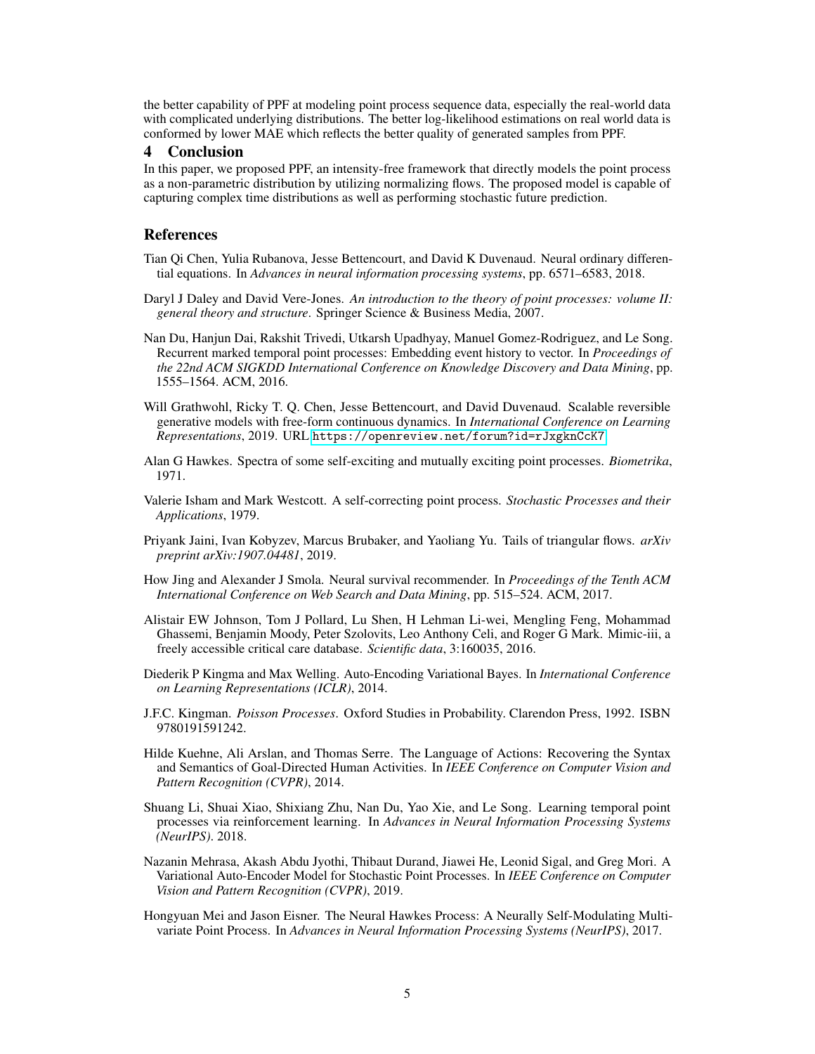the better capability of PPF at modeling point process sequence data, especially the real-world data with complicated underlying distributions. The better log-likelihood estimations on real world data is conformed by lower MAE which reflects the better quality of generated samples from PPF.

## 4 Conclusion

In this paper, we proposed PPF, an intensity-free framework that directly models the point process as a non-parametric distribution by utilizing normalizing flows. The proposed model is capable of capturing complex time distributions as well as performing stochastic future prediction.

## References

Tian Qi Chen, Yulia Rubanova, Jesse Bettencourt, and David K Duvenaud. Neural ordinary differential equations. In *Advances in neural information processing systems*, pp. 6571–6583, 2018.

Daryl J Daley and David Vere-Jones. *An introduction to the theory of point processes: volume II: general theory and structure*. Springer Science & Business Media, 2007.

Nan Du, Hanjun Dai, Rakshit Trivedi, Utkarsh Upadhyay, Manuel Gomez-Rodriguez, and Le Song. Recurrent marked temporal point processes: Embedding event history to vector. In *Proceedings of the 22nd ACM SIGKDD International Conference on Knowledge Discovery and Data Mining*, pp. 1555–1564. ACM, 2016.

Will Grathwohl, Ricky T. Q. Chen, Jesse Bettencourt, and David Duvenaud. Scalable reversible generative models with free-form continuous dynamics. In *International Conference on Learning Representations*, 2019. URL https://openreview.net/forum?id=rJxgknCcK7.

Alan G Hawkes. Spectra of some self-exciting and mutually exciting point processes. *Biometrika*, 1971.

Valerie Isham and Mark Westcott. A self-correcting point process. *Stochastic Processes and their Applications*, 1979.

Priyank Jaini, Ivan Kobyzev, Marcus Brubaker, and Yaoliang Yu. Tails of triangular flows. *arXiv preprint arXiv:1907.04481*, 2019.

How Jing and Alexander J Smola. Neural survival recommender. In *Proceedings of the Tenth ACM International Conference on Web Search and Data Mining*, pp. 515–524. ACM, 2017.

Alistair EW Johnson, Tom J Pollard, Lu Shen, H Lehman Li-wei, Mengling Feng, Mohammad Ghassemi, Benjamin Moody, Peter Szolovits, Leo Anthony Celi, and Roger G Mark. Mimic-iii, a freely accessible critical care database. *Scientific data*, 3:160035, 2016.

Diederik P Kingma and Max Welling. Auto-Encoding Variational Bayes. In *International Conference on Learning Representations (ICLR)*, 2014.

J.F.C. Kingman. *Poisson Processes*. Oxford Studies in Probability. Clarendon Press, 1992. ISBN 9780191591242.

Hilde Kuehne, Ali Arslan, and Thomas Serre. The Language of Actions: Recovering the Syntax and Semantics of Goal-Directed Human Activities. In *IEEE Conference on Computer Vision and Pattern Recognition (CVPR)*, 2014.

Shuang Li, Shuai Xiao, Shixiang Zhu, Nan Du, Yao Xie, and Le Song. Learning temporal point processes via reinforcement learning. In *Advances in Neural Information Processing Systems (NeurIPS)*. 2018.

Nazanin Mehrasa, Akash Abdu Jyothi, Thibaut Durand, Jiawei He, Leonid Sigal, and Greg Mori. A Variational Auto-Encoder Model for Stochastic Point Processes. In *IEEE Conference on Computer Vision and Pattern Recognition (CVPR)*, 2019.

Hongyuan Mei and Jason Eisner. The Neural Hawkes Process: A Neurally Self-Modulating Multivariate Point Process. In *Advances in Neural Information Processing Systems (NeurIPS)*, 2017.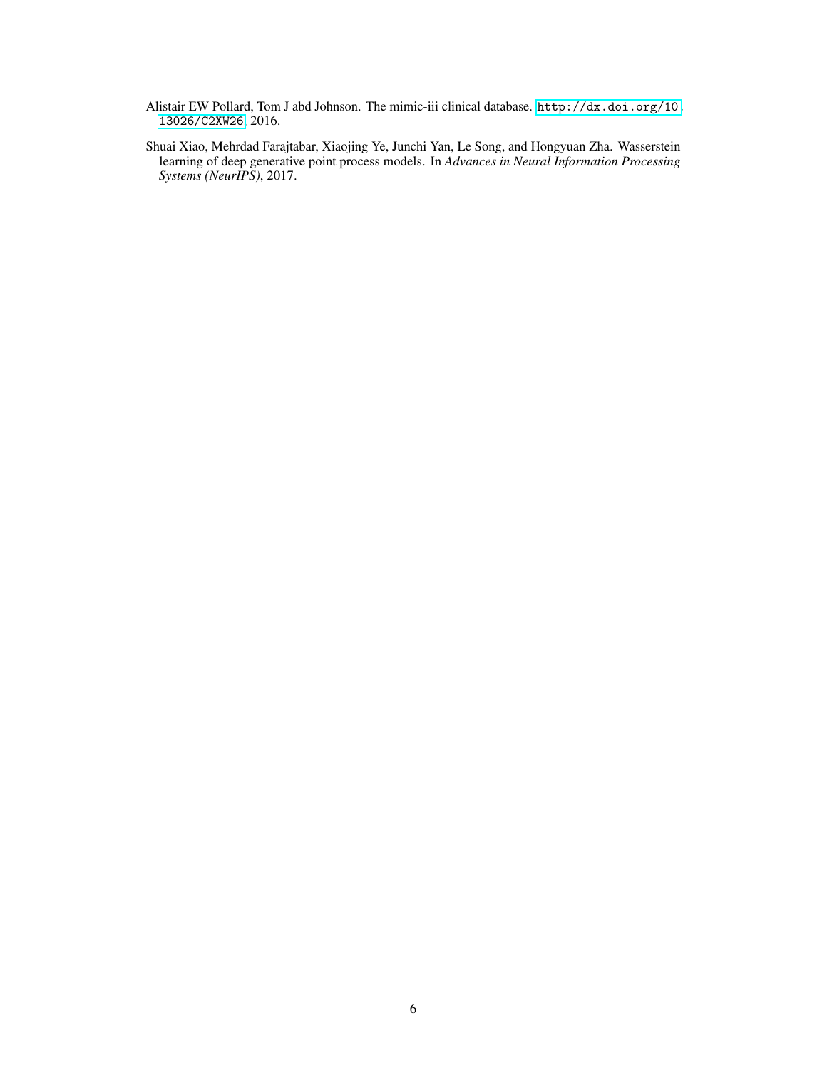Alistair EW Pollard, Tom J abd Johnson. The mimic-iii clinical database. http://dx.doi.org/10.13026/C2XW26, 2016.

Shuai Xiao, Mehrdad Farajtabar, Xiaojing Ye, Junchi Yan, Le Song, and Hongyuan Zha. Wasserstein learning of deep generative point process models. In *Advances in Neural Information Processing Systems (NeurIPS)*, 2017.